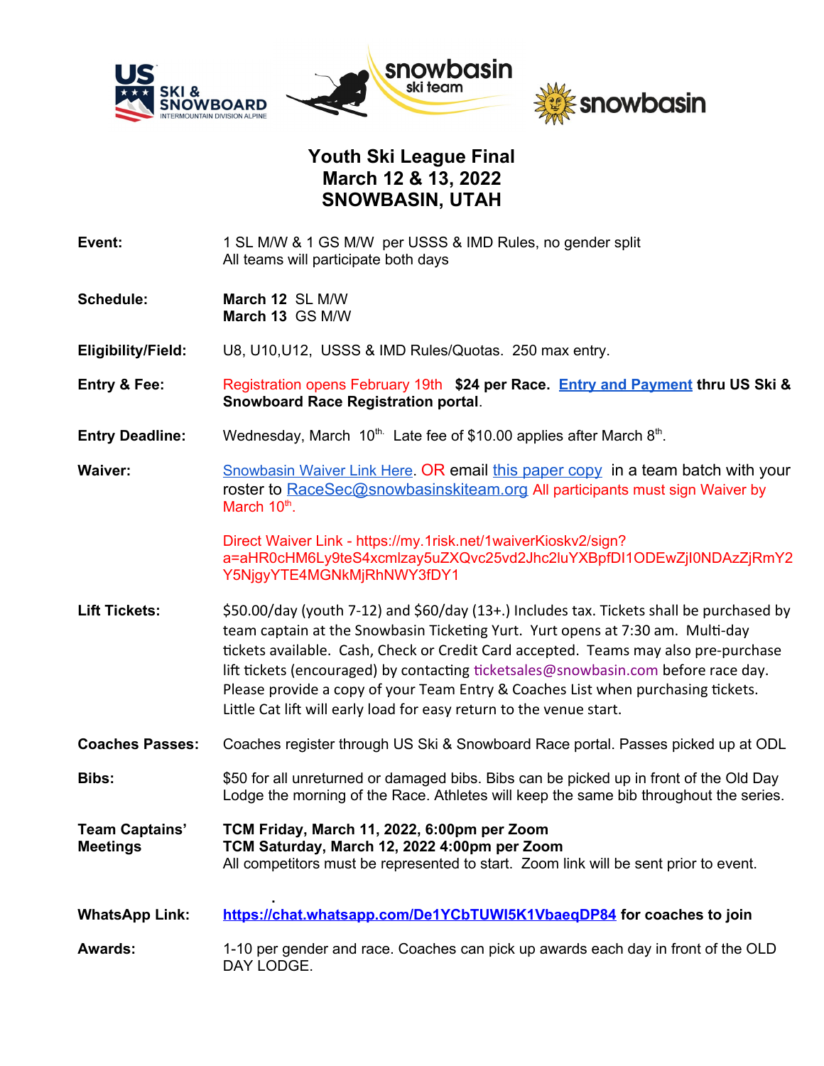# Youth Ski League Final
## March 12 & 13, 2022
## SNOWBASIN, UTAH

| | |
|---|---|
| **Event:** | 1 SL M/W & 1 GS M/W per USSS & IMD Rules, no gender split<br>All teams will participate both days |
| **Schedule:** | **March 12** SL M/W<br>**March 13** GS M/W |
| **Eligibility/Field:** | U8, U10,U12, USSS & IMD Rules/Quotas. 250 max entry. |
| **Entry & Fee:** | Registration opens February 19th **$24 per Race. Entry and Payment thru US Ski & Snowboard Race Registration portal**. |
| **Entry Deadline:** | Wednesday, March 10th. Late fee of $10.00 applies after March 8th. |
| **Waiver:** | Snowbasin Waiver Link Here. OR email this paper copy in a team batch with your roster to RaceSec@snowbasinskiteam.org All participants must sign Waiver by March 10th.<br><br>Direct Waiver Link - https://my.1risk.net/1waiverKioskv2/sign?a=aHR0cHM6Ly9teS4xcmlzay5uZXQvc25vd2Jhc2luYXBpfDI1ODEwZjI0NDAzZjRmY2Y5NjgyYTE4MGNkMjRhNWY3fDY1 |
| **Lift Tickets:** | $50.00/day (youth 7-12) and $60/day (13+.) Includes tax. Tickets shall be purchased by team captain at the Snowbasin Ticketing Yurt. Yurt opens at 7:30 am. Multi-day tickets available. Cash, Check or Credit Card accepted. Teams may also pre-purchase lift tickets (encouraged) by contacting ticketsales@snowbasin.com before race day. Please provide a copy of your Team Entry & Coaches List when purchasing tickets. Little Cat lift will early load for easy return to the venue start. |
| **Coaches Passes:** | Coaches register through US Ski & Snowboard Race portal. Passes picked up at ODL |
| **Bibs:** | $50 for all unreturned or damaged bibs. Bibs can be picked up in front of the Old Day Lodge the morning of the Race. Athletes will keep the same bib throughout the series. |
| **Team Captains' Meetings** | **TCM Friday, March 11, 2022, 6:00pm per Zoom**<br>**TCM Saturday, March 12, 2022 4:00pm per Zoom**<br>All competitors must be represented to start. Zoom link will be sent prior to event. |
| **WhatsApp Link:** | **https://chat.whatsapp.com/De1YCbTUWI5K1VbaeqDP84 for coaches to join** |
| **Awards:** | 1-10 per gender and race. Coaches can pick up awards each day in front of the OLD DAY LODGE. |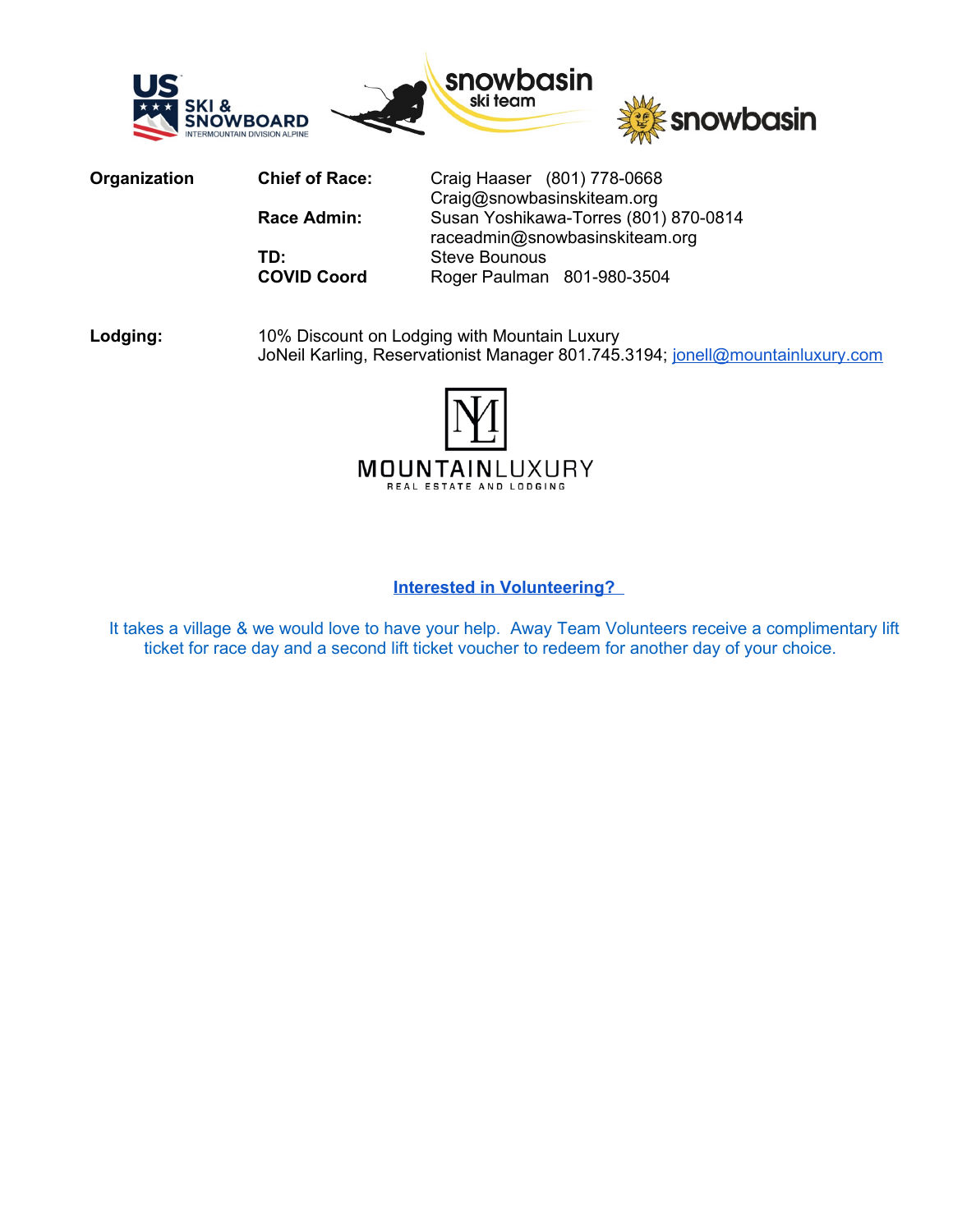| | | |
|---|---|---|
| **Organization** | **Chief of Race:** | Craig Haaser (801) 778-0668<br>Craig@snowbasinskiteam.org |
| | **Race Admin:** | Susan Yoshikawa-Torres (801) 870-0814<br>raceadmin@snowbasinskiteam.org |
| | **TD:** | Steve Bounous |
| | **COVID Coord** | Roger Paulman 801-980-3504 |

**Lodging:** 10% Discount on Lodging with Mountain Luxury
JoNeil Karling, Reservationist Manager 801.745.3194; jonell@mountainluxury.com

MOUNTAINLUXURY
REAL ESTATE AND LODGING

**Interested in Volunteering?**

It takes a village & we would love to have your help. Away Team Volunteers receive a complimentary lift ticket for race day and a second lift ticket voucher to redeem for another day of your choice.